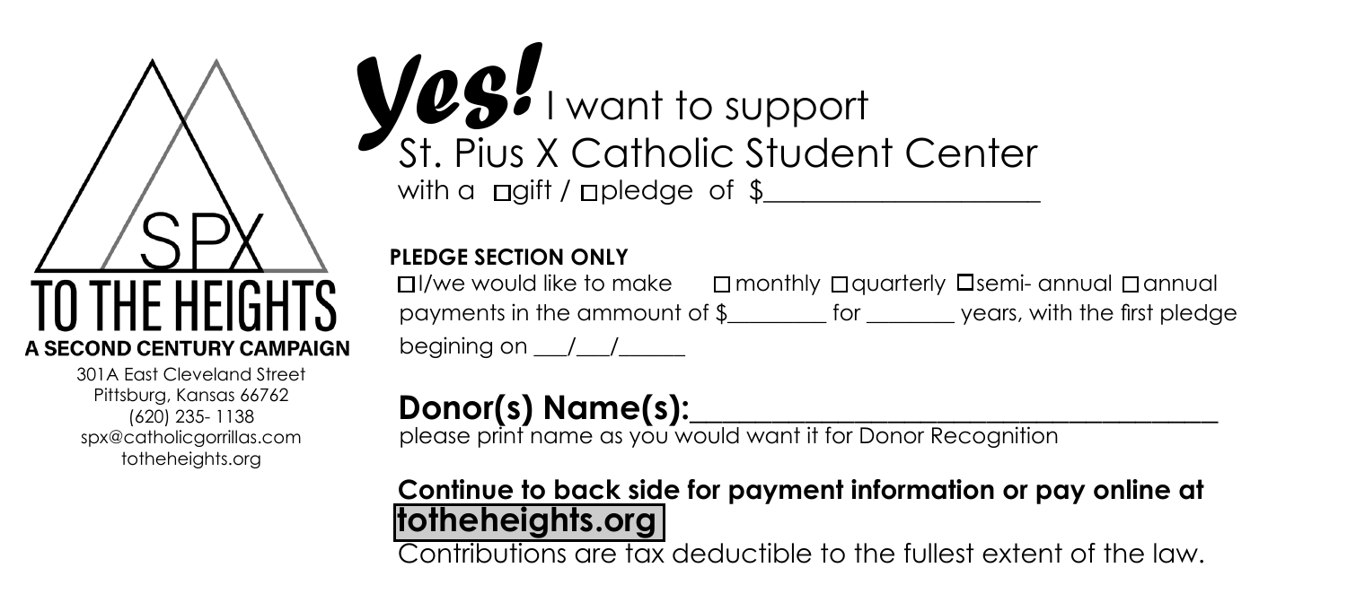SPX

TO THE HEIGHTS

**A SECOND CENTURY CAMPAIGN**

301A East Cleveland Street
Pittsburg, Kansas 66762
(620) 235- 1138
spx@catholicgorrillas.com
totheheights.org

# *Yes!* I want to support St. Pius X Catholic Student Center

with a ☐gift / ☐pledge of $____________________

**PLEDGE SECTION ONLY**

☐I/we would like to make ☐monthly ☐quarterly ☐semi- annual ☐annual payments in the ammount of $________ for _______ years, with the first pledge begining on ___/___/______

**Donor(s) Name(s):**____________________________________

please print name as you would want it for Donor Recognition

**Continue to back side for payment information or pay online at totheheights.org**

Contributions are tax deductible to the fullest extent of the law.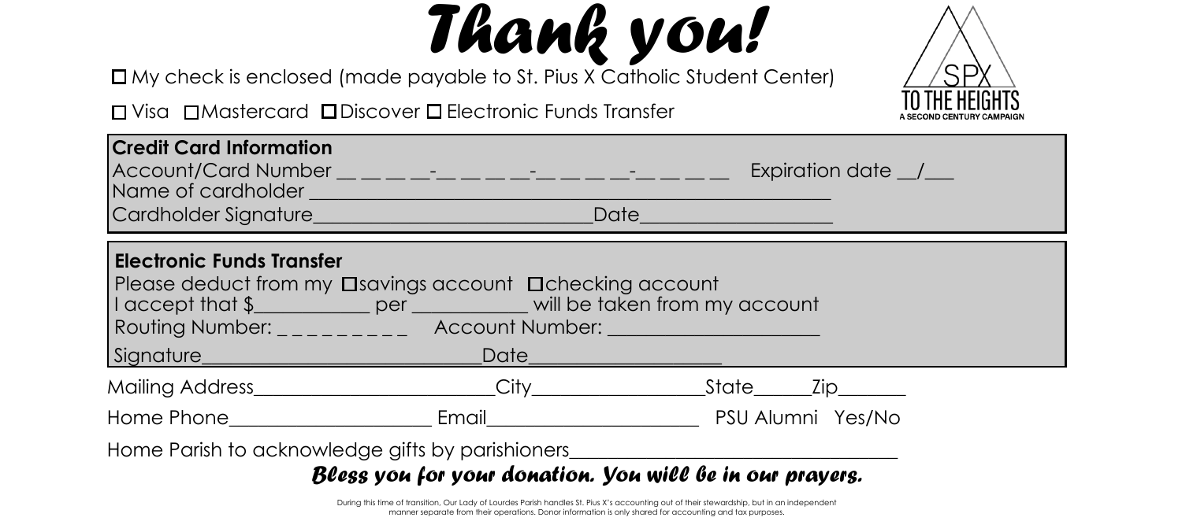# Thank you!

SPX TO THE HEIGHTS
A SECOND CENTURY CAMPAIGN

☐ My check is enclosed (made payable to St. Pius X Catholic Student Center)

☐ Visa ☐ Mastercard ☐ Discover ☐ Electronic Funds Transfer

**Credit Card Information**

Account/Card Number __ __ __ __-__ __ __ __-__ __ __ __-__ __ __ __ Expiration date __/___

Name of cardholder ____________________________________________

Cardholder Signature__________________________Date_________________

**Electronic Funds Transfer**

Please deduct from my ☐savings account ☐checking account

I accept that $__________ per __________ will be taken from my account

Routing Number: _ _ _ _ _ _ _ _ _ Account Number: __________________

Signature__________________________Date_________________

Mailing Address______________________City_______________State_____Zip______

Home Phone__________________ Email___________________ PSU Alumni Yes/No

Home Parish to acknowledge gifts by parishioners_____________________________

*Bless you for your donation. You will be in our prayers.*

During this time of transition, Our Lady of Lourdes Parish handles St. Pius X's accounting out of their stewardship, but in an independent manner separate from their operations. Donor information is only shared for accounting and tax purposes.